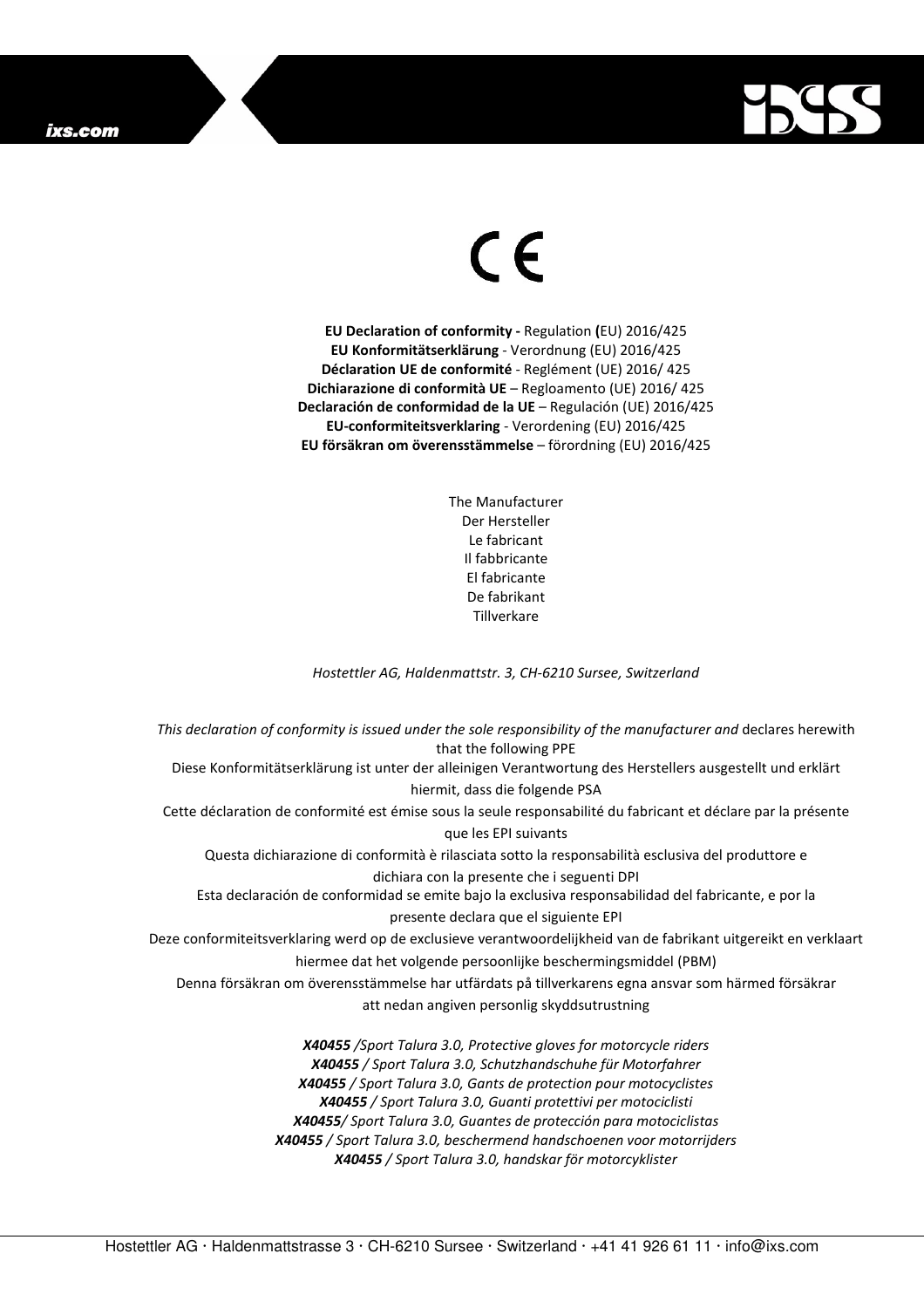ixs.com

CE

**EU Declaration of conformity -** Regulation **(**EU) 2016/425
**EU Konformitätserklärung** - Verordnung (EU) 2016/425
**Déclaration UE de conformité** - Reglément (UE) 2016/ 425
**Dichiarazione di conformità UE** – Regloamento (UE) 2016/ 425
**Declaración de conformidad de la UE** – Regulación (UE) 2016/425
**EU-conformiteitsverklaring** - Verordening (EU) 2016/425
**EU försäkran om överensstämmelse** – förordning (EU) 2016/425

The Manufacturer
Der Hersteller
Le fabricant
Il fabbricante
El fabricante
De fabrikant
Tillverkare

*Hostettler AG, Haldenmattstr. 3, CH-6210 Sursee, Switzerland*

*This declaration of conformity is issued under the sole responsibility of the manufacturer and* declares herewith that the following PPE
Diese Konformitätserklärung ist unter der alleinigen Verantwortung des Herstellers ausgestellt und erklärt hiermit, dass die folgende PSA
Cette déclaration de conformité est émise sous la seule responsabilité du fabricant et déclare par la présente que les EPI suivants
Questa dichiarazione di conformità è rilasciata sotto la responsabilità esclusiva del produttore e dichiara con la presente che i seguenti DPI
Esta declaración de conformidad se emite bajo la exclusiva responsabilidad del fabricante, e por la presente declara que el siguiente EPI
Deze conformiteitsverklaring werd op de exclusieve verantwoordelijkheid van de fabrikant uitgereikt en verklaart hiermee dat het volgende persoonlijke beschermingsmiddel (PBM)
Denna försäkran om överensstämmelse har utfärdats på tillverkarens egna ansvar som härmed försäkrar att nedan angiven personlig skyddsutrustning

***X40455*** */Sport Talura 3.0, Protective gloves for motorcycle riders*
***X40455*** */ Sport Talura 3.0, Schutzhandschuhe für Motorfahrer*
***X40455*** */ Sport Talura 3.0, Gants de protection pour motocyclistes*
***X40455*** */ Sport Talura 3.0, Guanti protettivi per motociclisti*
***X40455****/ Sport Talura 3.0, Guantes de protección para motociclistas*
***X40455*** */ Sport Talura 3.0, beschermend handschoenen voor motorrijders*
***X40455*** */ Sport Talura 3.0, handskar för motorcyklister*

Hostettler AG · Haldenmattstrasse 3 · CH-6210 Sursee · Switzerland · +41 41 926 61 11 · info@ixs.com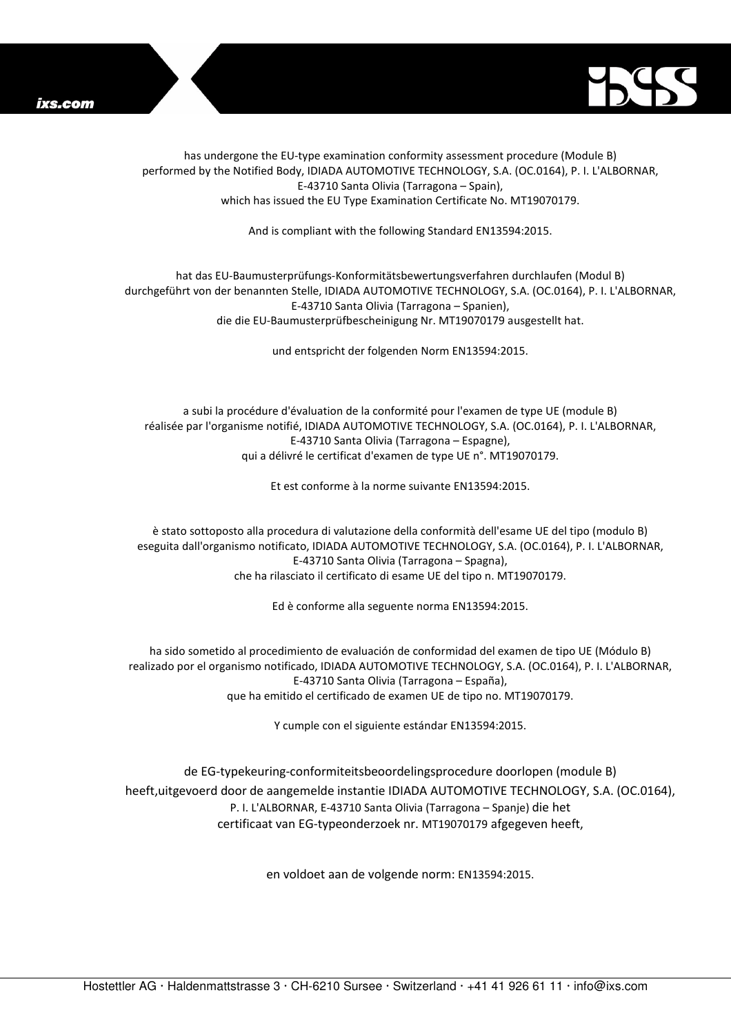has undergone the EU-type examination conformity assessment procedure (Module B)
performed by the Notified Body, IDIADA AUTOMOTIVE TECHNOLOGY, S.A. (OC.0164), P. I. L'ALBORNAR,
E-43710 Santa Olivia (Tarragona – Spain),
which has issued the EU Type Examination Certificate No. MT19070179.

And is compliant with the following Standard EN13594:2015.

hat das EU-Baumusterprüfungs-Konformitätsbewertungsverfahren durchlaufen (Modul B)
durchgeführt von der benannten Stelle, IDIADA AUTOMOTIVE TECHNOLOGY, S.A. (OC.0164), P. I. L'ALBORNAR,
E-43710 Santa Olivia (Tarragona – Spanien),
die die EU-Baumusterprüfbescheinigung Nr. MT19070179 ausgestellt hat.

und entspricht der folgenden Norm EN13594:2015.

a subi la procédure d'évaluation de la conformité pour l'examen de type UE (module B)
réalisée par l'organisme notifié, IDIADA AUTOMOTIVE TECHNOLOGY, S.A. (OC.0164), P. I. L'ALBORNAR,
E-43710 Santa Olivia (Tarragona – Espagne),
qui a délivré le certificat d'examen de type UE n°. MT19070179.

Et est conforme à la norme suivante EN13594:2015.

è stato sottoposto alla procedura di valutazione della conformità dell'esame UE del tipo (modulo B)
eseguita dall'organismo notificato, IDIADA AUTOMOTIVE TECHNOLOGY, S.A. (OC.0164), P. I. L'ALBORNAR,
E-43710 Santa Olivia (Tarragona – Spagna),
che ha rilasciato il certificato di esame UE del tipo n. MT19070179.

Ed è conforme alla seguente norma EN13594:2015.

ha sido sometido al procedimiento de evaluación de conformidad del examen de tipo UE (Módulo B)
realizado por el organismo notificado, IDIADA AUTOMOTIVE TECHNOLOGY, S.A. (OC.0164), P. I. L'ALBORNAR,
E-43710 Santa Olivia (Tarragona – España),
que ha emitido el certificado de examen UE de tipo no. MT19070179.

Y cumple con el siguiente estándar EN13594:2015.

de EG-typekeuring-conformiteitsbeoordelingsprocedure doorlopen (module B)
heeft,uitgevoerd door de aangemelde instantie IDIADA AUTOMOTIVE TECHNOLOGY, S.A. (OC.0164),
P. I. L'ALBORNAR, E-43710 Santa Olivia (Tarragona – Spanje) die het
certificaat van EG-typeonderzoek nr. MT19070179 afgegeven heeft,

en voldoet aan de volgende norm: EN13594:2015.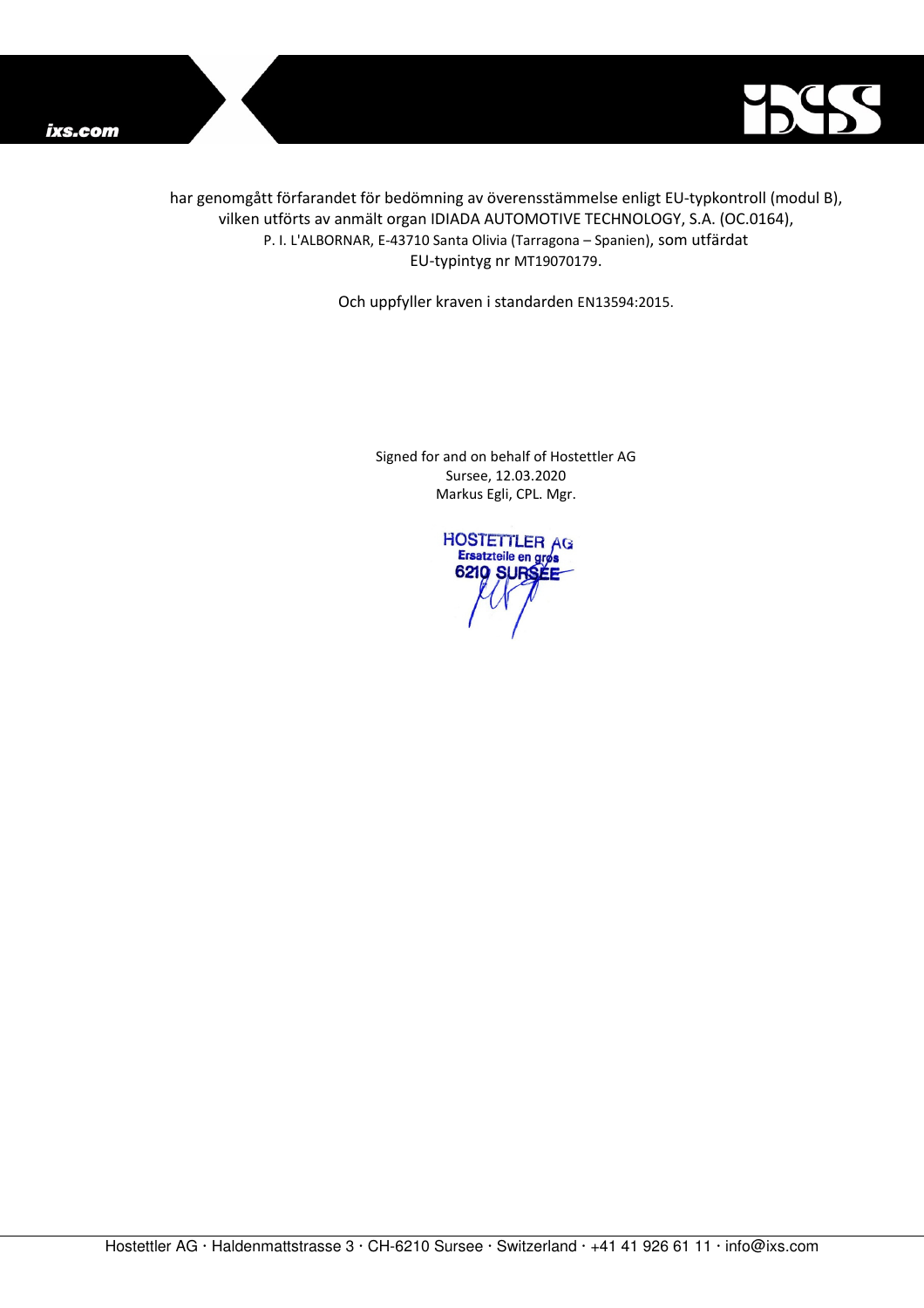har genomgått förfarandet för bedömning av överensstämmelse enligt EU-typkontroll (modul B), vilken utförts av anmält organ IDIADA AUTOMOTIVE TECHNOLOGY, S.A. (OC.0164), P. I. L'ALBORNAR, E-43710 Santa Olivia (Tarragona – Spanien), som utfärdat EU-typintyg nr MT19070179.

Och uppfyller kraven i standarden EN13594:2015.

Signed for and on behalf of Hostettler AG
Sursee, 12.03.2020
Markus Egli, CPL. Mgr.

HOSTETTLER AG
Ersatzteile en gros
6210 SURSEE

Hostettler AG · Haldenmattstrasse 3 · CH-6210 Sursee · Switzerland · +41 41 926 61 11 · info@ixs.com